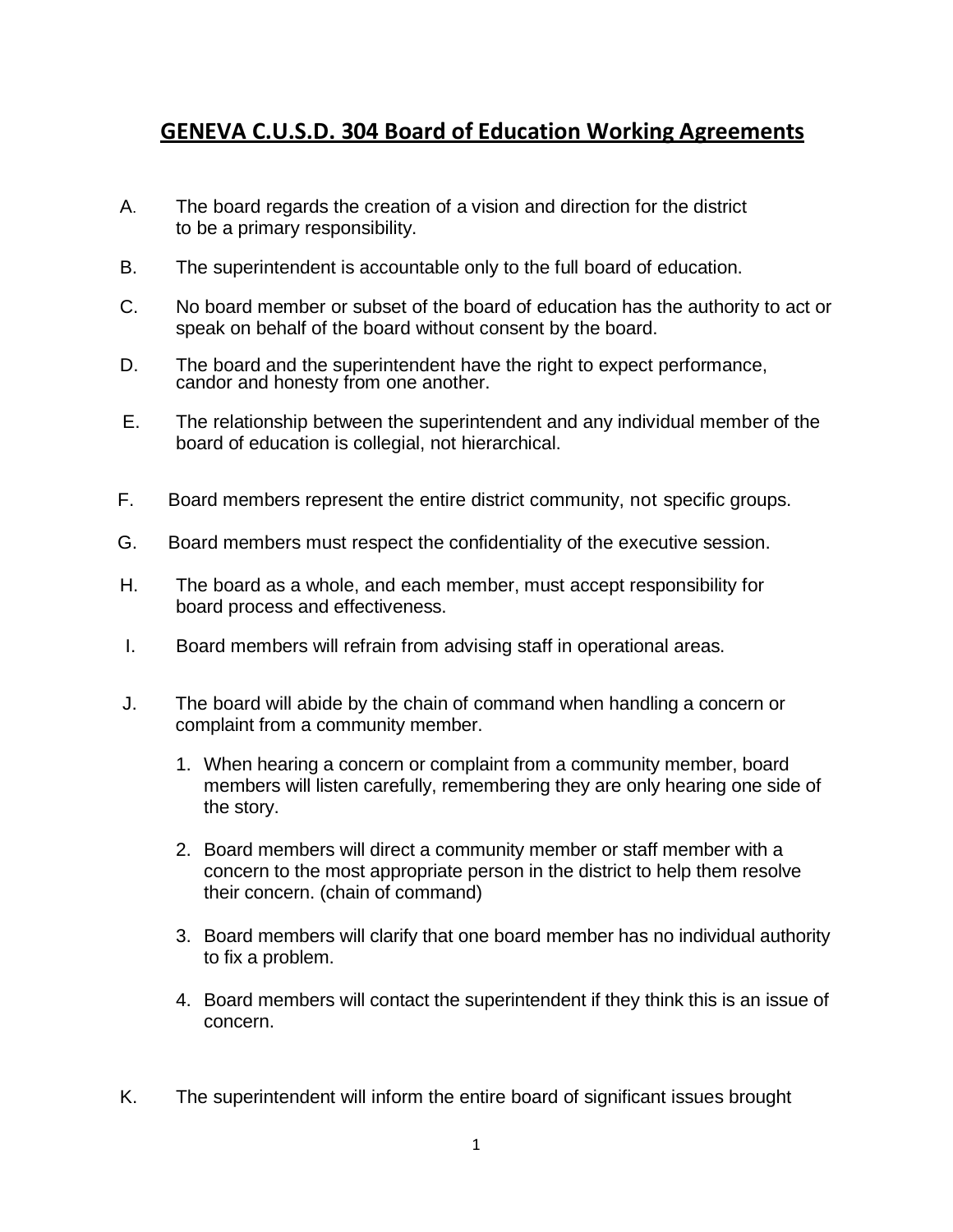# GENEVA C.U.S.D. 304 Board of Education Working Agreements

A. The board regards the creation of a vision and direction for the district to be a primary responsibility.

B. The superintendent is accountable only to the full board of education.

C. No board member or subset of the board of education has the authority to act or speak on behalf of the board without consent by the board.

D. The board and the superintendent have the right to expect performance, candor and honesty from one another.

E. The relationship between the superintendent and any individual member of the board of education is collegial, not hierarchical.

F. Board members represent the entire district community, not specific groups.

G. Board members must respect the confidentiality of the executive session.

H. The board as a whole, and each member, must accept responsibility for board process and effectiveness.

I. Board members will refrain from advising staff in operational areas.

J. The board will abide by the chain of command when handling a concern or complaint from a community member.

1. When hearing a concern or complaint from a community member, board members will listen carefully, remembering they are only hearing one side of the story.
2. Board members will direct a community member or staff member with a concern to the most appropriate person in the district to help them resolve their concern. (chain of command)
3. Board members will clarify that one board member has no individual authority to fix a problem.
4. Board members will contact the superintendent if they think this is an issue of concern.

K. The superintendent will inform the entire board of significant issues brought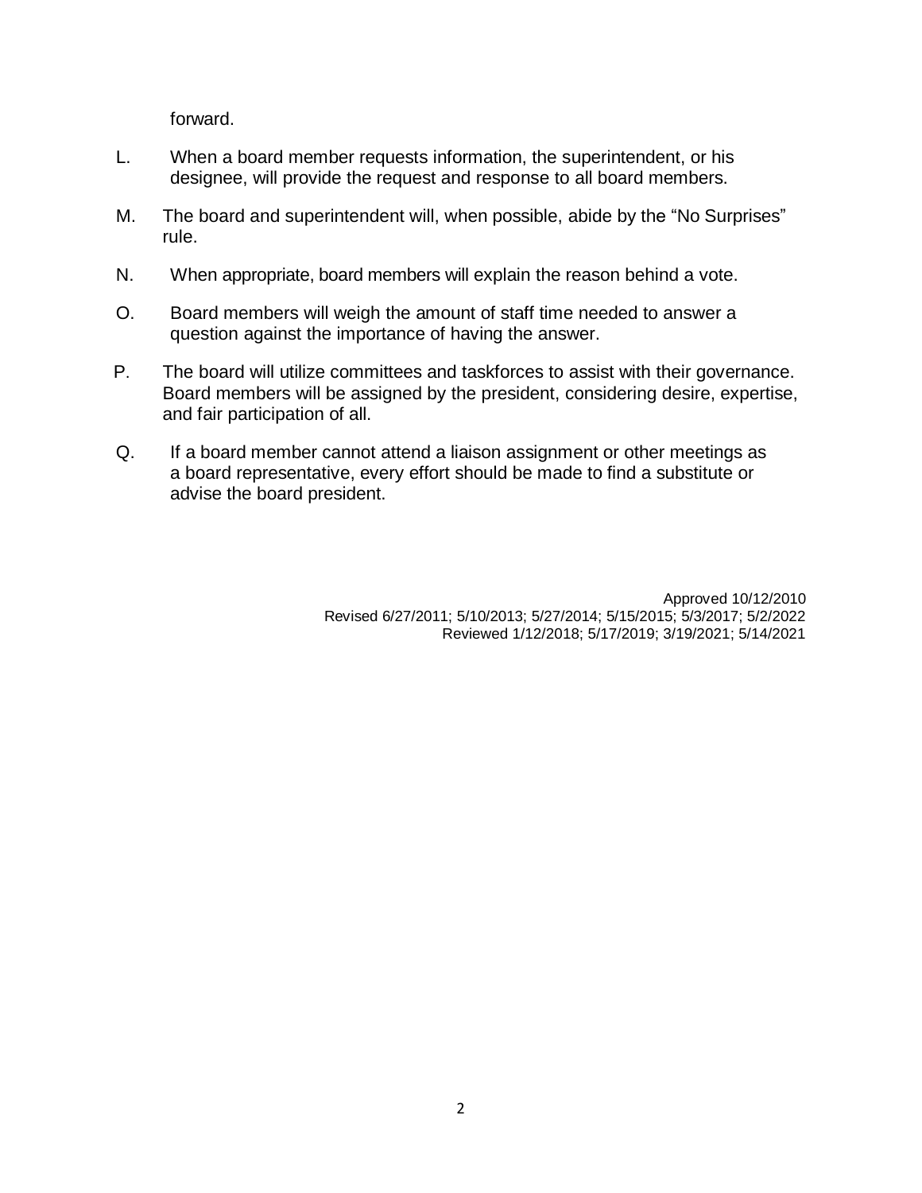forward.

L. When a board member requests information, the superintendent, or his designee, will provide the request and response to all board members.

M. The board and superintendent will, when possible, abide by the “No Surprises” rule.

N. When appropriate, board members will explain the reason behind a vote.

O. Board members will weigh the amount of staff time needed to answer a question against the importance of having the answer.

P. The board will utilize committees and taskforces to assist with their governance. Board members will be assigned by the president, considering desire, expertise, and fair participation of all.

Q. If a board member cannot attend a liaison assignment or other meetings as a board representative, every effort should be made to find a substitute or advise the board president.

Approved 10/12/2010
Revised 6/27/2011; 5/10/2013; 5/27/2014; 5/15/2015; 5/3/2017; 5/2/2022
Reviewed 1/12/2018; 5/17/2019; 3/19/2021; 5/14/2021